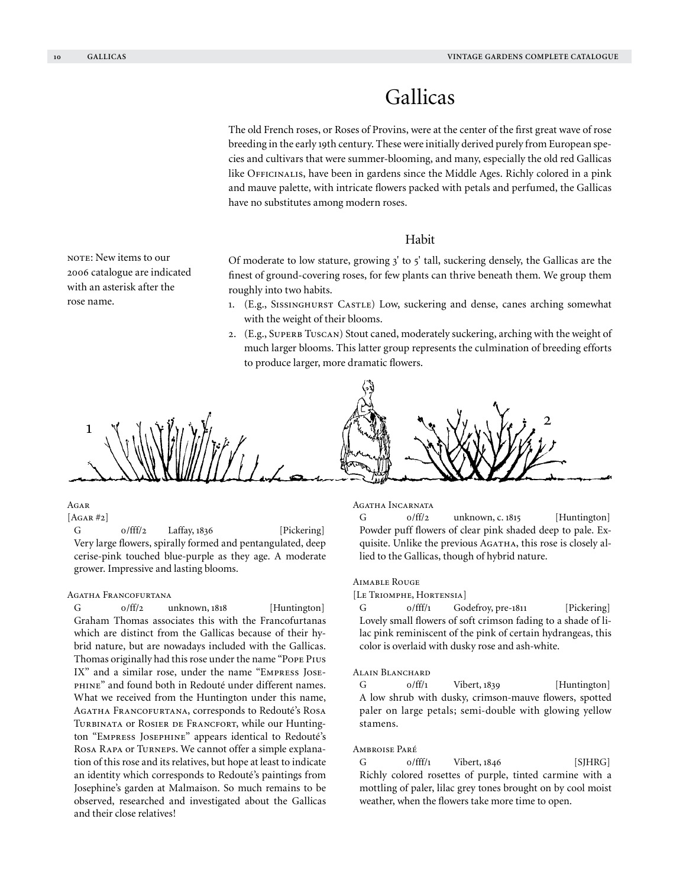# Gallicas

The old French roses, or Roses of Provins, were at the center of the first great wave of rose breeding in the early 19th century. These were initially derived purely from European species and cultivars that were summer-blooming, and many, especially the old red Gallicas like Officinalis, have been in gardens since the Middle Ages. Richly colored in a pink and mauve palette, with intricate flowers packed with petals and perfumed, the Gallicas have no substitutes among modern roses.

## Habit

NOTE: New items to our 2006 catalogue are indicated with an asterisk after the rose name.

Of moderate to low stature, growing 3' to 5' tall, suckering densely, the Gallicas are the finest of ground-covering roses, for few plants can thrive beneath them. We group them roughly into two habits.

1. (E.g., Sissinghurst Castle) Low, suckering and dense, canes arching somewhat with the weight of their blooms.
2. (E.g., Superb Tuscan) Stout caned, moderately suckering, arching with the weight of much larger blooms. This latter group represents the culmination of breeding efforts to produce larger, more dramatic flowers.

### Agar
[Agar #2]
G 0/fff/2 Laffay, 1836 [Pickering]
Very large flowers, spirally formed and pentangulated, deep cerise-pink touched blue-purple as they age. A moderate grower. Impressive and lasting blooms.

### Agatha Francofurtana
G 0/ff/2 unknown, 1818 [Huntington]
Graham Thomas associates this with the Francofurtanas which are distinct from the Gallicas because of their hybrid nature, but are nowadays included with the Gallicas. Thomas originally had this rose under the name "Pope Pius IX" and a similar rose, under the name "Empress Josephine" and found both in Redouté under different names. What we received from the Huntington under this name, Agatha Francofurtana, corresponds to Redouté's Rosa Turbinata or Rosier de Francfort, while our Huntington "Empress Josephine" appears identical to Redouté's Rosa Rapa or Turneps. We cannot offer a simple explanation of this rose and its relatives, but hope at least to indicate an identity which corresponds to Redouté's paintings from Josephine's garden at Malmaison. So much remains to be observed, researched and investigated about the Gallicas and their close relatives!

### Agatha Incarnata
G 0/ff/2 unknown, c. 1815 [Huntington]
Powder puff flowers of clear pink shaded deep to pale. Exquisite. Unlike the previous Agatha, this rose is closely allied to the Gallicas, though of hybrid nature.

### Aimable Rouge
[Le Triomphe, Hortensia]
G 0/fff/1 Godefroy, pre-1811 [Pickering]
Lovely small flowers of soft crimson fading to a shade of lilac pink reminiscent of the pink of certain hydrangeas, this color is overlaid with dusky rose and ash-white.

### Alain Blanchard
G 0/ff/1 Vibert, 1839 [Huntington]
A low shrub with dusky, crimson-mauve flowers, spotted paler on large petals; semi-double with glowing yellow stamens.

### Ambroise Paré
G 0/fff/1 Vibert, 1846 [SJHRG]
Richly colored rosettes of purple, tinted carmine with a mottling of paler, lilac grey tones brought on by cool moist weather, when the flowers take more time to open.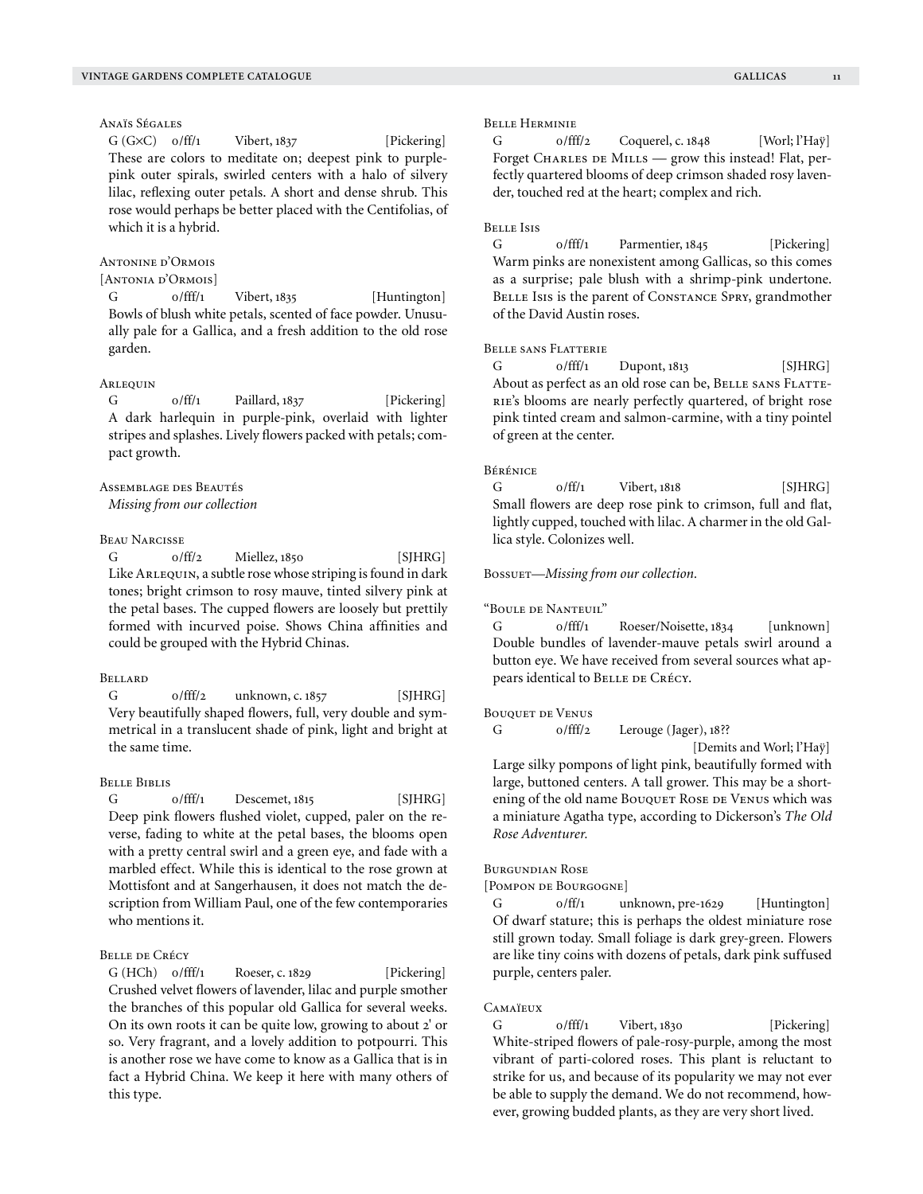Anaïs Ségales

G (G×C)  o/ff/1  Vibert, 1837  [Pickering]

These are colors to meditate on; deepest pink to purple-pink outer spirals, swirled centers with a halo of silvery lilac, reflexing outer petals. A short and dense shrub. This rose would perhaps be better placed with the Centifolias, of which it is a hybrid.

Antonine d'Ormois

[Antonia d'Ormois]

G  o/fff/1  Vibert, 1835  [Huntington]

Bowls of blush white petals, scented of face powder. Unusually pale for a Gallica, and a fresh addition to the old rose garden.

Arlequin

G  o/ff/1  Paillard, 1837  [Pickering]

A dark harlequin in purple-pink, overlaid with lighter stripes and splashes. Lively flowers packed with petals; compact growth.

Assemblage des Beautés

*Missing from our collection*

Beau Narcisse

G  o/ff/2  Miellez, 1850  [SJHRG]

Like Arlequin, a subtle rose whose striping is found in dark tones; bright crimson to rosy mauve, tinted silvery pink at the petal bases. The cupped flowers are loosely but prettily formed with incurved poise. Shows China affinities and could be grouped with the Hybrid Chinas.

Bellard

G  o/fff/2  unknown, c. 1857  [SJHRG]

Very beautifully shaped flowers, full, very double and symmetrical in a translucent shade of pink, light and bright at the same time.

Belle Biblis

G  o/fff/1  Descemet, 1815  [SJHRG]

Deep pink flowers flushed violet, cupped, paler on the reverse, fading to white at the petal bases, the blooms open with a pretty central swirl and a green eye, and fade with a marbled effect. While this is identical to the rose grown at Mottisfont and at Sangerhausen, it does not match the description from William Paul, one of the few contemporaries who mentions it.

Belle de Crécy

G (HCh)  o/fff/1  Roeser, c. 1829  [Pickering]

Crushed velvet flowers of lavender, lilac and purple smother the branches of this popular old Gallica for several weeks. On its own roots it can be quite low, growing to about 2' or so. Very fragrant, and a lovely addition to potpourri. This is another rose we have come to know as a Gallica that is in fact a Hybrid China. We keep it here with many others of this type.

Belle Herminie

G  o/fff/2  Coquerel, c. 1848  [Worl; l'Haÿ]

Forget Charles de Mills — grow this instead! Flat, perfectly quartered blooms of deep crimson shaded rosy lavender, touched red at the heart; complex and rich.

Belle Isis

G  o/fff/1  Parmentier, 1845  [Pickering]

Warm pinks are nonexistent among Gallicas, so this comes as a surprise; pale blush with a shrimp-pink undertone. Belle Isis is the parent of Constance Spry, grandmother of the David Austin roses.

Belle sans Flatterie

G  o/fff/1  Dupont, 1813  [SJHRG]

About as perfect as an old rose can be, Belle sans Flatterie's blooms are nearly perfectly quartered, of bright rose pink tinted cream and salmon-carmine, with a tiny pointel of green at the center.

Bérénice

G  o/ff/1  Vibert, 1818  [SJHRG]

Small flowers are deep rose pink to crimson, full and flat, lightly cupped, touched with lilac. A charmer in the old Gallica style. Colonizes well.

Bossuet—*Missing from our collection.*

"Boule de Nanteuil"

G  o/fff/1  Roeser/Noisette, 1834  [unknown]

Double bundles of lavender-mauve petals swirl around a button eye. We have received from several sources what appears identical to Belle de Crécy.

Bouquet de Venus

G  o/fff/2  Lerouge (Jager), 18??  [Demits and Worl; l'Haÿ]

Large silky pompons of light pink, beautifully formed with large, buttoned centers. A tall grower. This may be a shortening of the old name Bouquet Rose de Venus which was a miniature Agatha type, according to Dickerson's *The Old Rose Adventurer.*

Burgundian Rose

[Pompon de Bourgogne]

G  o/ff/1  unknown, pre-1629  [Huntington]

Of dwarf stature; this is perhaps the oldest miniature rose still grown today. Small foliage is dark grey-green. Flowers are like tiny coins with dozens of petals, dark pink suffused purple, centers paler.

Camaïeux

G  o/fff/1  Vibert, 1830  [Pickering]

White-striped flowers of pale-rosy-purple, among the most vibrant of parti-colored roses. This plant is reluctant to strike for us, and because of its popularity we may not ever be able to supply the demand. We do not recommend, however, growing budded plants, as they are very short lived.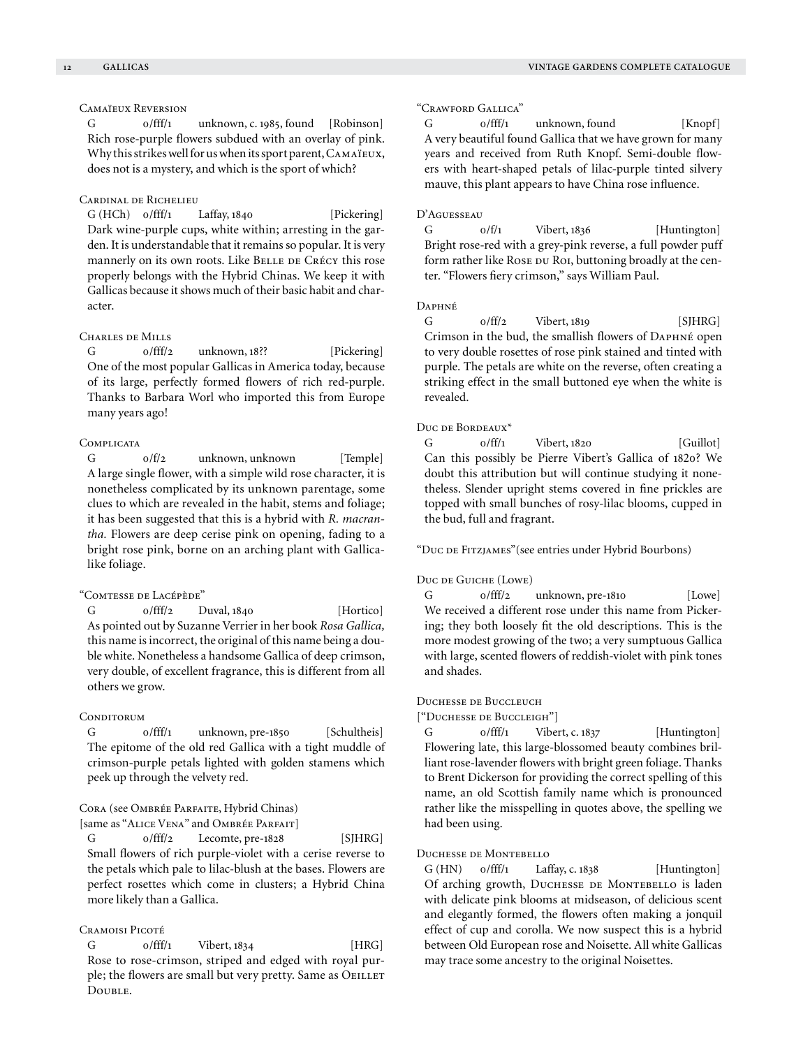### Camaïeux Reversion

G  0/fff/1  unknown, c. 1985, found  [Robinson]

Rich rose-purple flowers subdued with an overlay of pink. Why this strikes well for us when its sport parent, Camaïeux, does not is a mystery, and which is the sport of which?

### Cardinal de Richelieu

G (HCh)  0/fff/1  Laffay, 1840  [Pickering]

Dark wine-purple cups, white within; arresting in the garden. It is understandable that it remains so popular. It is very mannerly on its own roots. Like Belle de Crécy this rose properly belongs with the Hybrid Chinas. We keep it with Gallicas because it shows much of their basic habit and character.

### Charles de Mills

G  0/fff/2  unknown, 18??  [Pickering]

One of the most popular Gallicas in America today, because of its large, perfectly formed flowers of rich red-purple. Thanks to Barbara Worl who imported this from Europe many years ago!

### Complicata

G  0/f/2  unknown, unknown  [Temple]

A large single flower, with a simple wild rose character, it is nonetheless complicated by its unknown parentage, some clues to which are revealed in the habit, stems and foliage; it has been suggested that this is a hybrid with *R. macrantha.* Flowers are deep cerise pink on opening, fading to a bright rose pink, borne on an arching plant with Gallica-like foliage.

### "Comtesse de Lacépède"

G  0/fff/2  Duval, 1840  [Hortico]

As pointed out by Suzanne Verrier in her book *Rosa Gallica,* this name is incorrect, the original of this name being a double white. Nonetheless a handsome Gallica of deep crimson, very double, of excellent fragrance, this is different from all others we grow.

### Conditorum

G  0/fff/1  unknown, pre-1850  [Schultheis]

The epitome of the old red Gallica with a tight muddle of crimson-purple petals lighted with golden stamens which peek up through the velvety red.

### Cora (see Ombrée Parfaite, Hybrid Chinas)

[same as "Alice Vena" and Ombrée Parfait]

G  0/fff/2  Lecomte, pre-1828  [SJHRG]

Small flowers of rich purple-violet with a cerise reverse to the petals which pale to lilac-blush at the bases. Flowers are perfect rosettes which come in clusters; a Hybrid China more likely than a Gallica.

### Cramoisi Picoté

G  0/fff/1  Vibert, 1834  [HRG]

Rose to rose-crimson, striped and edged with royal purple; the flowers are small but very pretty. Same as Oeillet Double.

### "Crawford Gallica"

G  0/fff/1  unknown, found  [Knopf]

A very beautiful found Gallica that we have grown for many years and received from Ruth Knopf. Semi-double flowers with heart-shaped petals of lilac-purple tinted silvery mauve, this plant appears to have China rose influence.

### D'Aguesseau

G  0/f/1  Vibert, 1836  [Huntington]

Bright rose-red with a grey-pink reverse, a full powder puff form rather like Rose du Roi, buttoning broadly at the center. "Flowers fiery crimson," says William Paul.

### Daphné

G  0/ff/2  Vibert, 1819  [SJHRG]

Crimson in the bud, the smallish flowers of Daphné open to very double rosettes of rose pink stained and tinted with purple. The petals are white on the reverse, often creating a striking effect in the small buttoned eye when the white is revealed.

### Duc de Bordeaux*

G  0/ff/1  Vibert, 1820  [Guillot]

Can this possibly be Pierre Vibert's Gallica of 1820? We doubt this attribution but will continue studying it nonetheless. Slender upright stems covered in fine prickles are topped with small bunches of rosy-lilac blooms, cupped in the bud, full and fragrant.

"Duc de Fitzjames" (see entries under Hybrid Bourbons)

### Duc de Guiche (Lowe)

G  0/fff/2  unknown, pre-1810  [Lowe]

We received a different rose under this name from Pickering; they both loosely fit the old descriptions. This is the more modest growing of the two; a very sumptuous Gallica with large, scented flowers of reddish-violet with pink tones and shades.

### Duchesse de Buccleuch

["Duchesse de Buccleigh"]

G  0/fff/1  Vibert, c. 1837  [Huntington]

Flowering late, this large-blossomed beauty combines brilliant rose-lavender flowers with bright green foliage. Thanks to Brent Dickerson for providing the correct spelling of this name, an old Scottish family name which is pronounced rather like the misspelling in quotes above, the spelling we had been using.

### Duchesse de Montebello

G (HN)  0/fff/1  Laffay, c. 1838  [Huntington]

Of arching growth, Duchesse de Montebello is laden with delicate pink blooms at midseason, of delicious scent and elegantly formed, the flowers often making a jonquil effect of cup and corolla. We now suspect this is a hybrid between Old European rose and Noisette. All white Gallicas may trace some ancestry to the original Noisettes.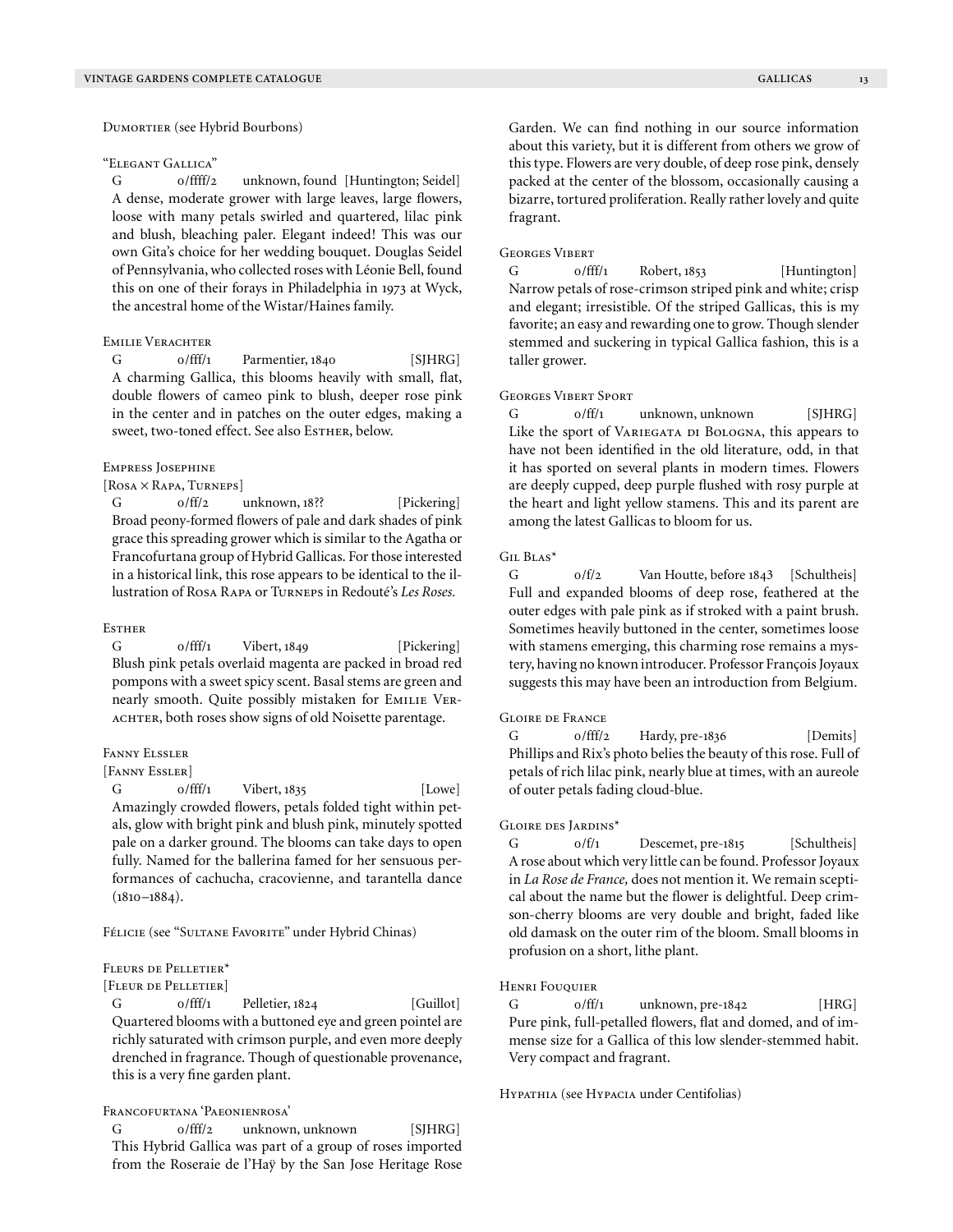Dumortier (see Hybrid Bourbons)

### "Elegant Gallica"

G  0/ffff/2  unknown, found  [Huntington; Seidel]

A dense, moderate grower with large leaves, large flowers, loose with many petals swirled and quartered, lilac pink and blush, bleaching paler. Elegant indeed! This was our own Gita's choice for her wedding bouquet. Douglas Seidel of Pennsylvania, who collected roses with Léonie Bell, found this on one of their forays in Philadelphia in 1973 at Wyck, the ancestral home of the Wistar/Haines family.

### Emilie Verachter

G  0/fff/1  Parmentier, 1840  [SJHRG]

A charming Gallica, this blooms heavily with small, flat, double flowers of cameo pink to blush, deeper rose pink in the center and in patches on the outer edges, making a sweet, two-toned effect. See also Esther, below.

### Empress Josephine

[Rosa × Rapa, Turneps]

G  0/ff/2  unknown, 18??  [Pickering]

Broad peony-formed flowers of pale and dark shades of pink grace this spreading grower which is similar to the Agatha or Francofurtana group of Hybrid Gallicas. For those interested in a historical link, this rose appears to be identical to the illustration of Rosa Rapa or Turneps in Redouté's *Les Roses.*

### Esther

G  0/fff/1  Vibert, 1849  [Pickering]

Blush pink petals overlaid magenta are packed in broad red pompons with a sweet spicy scent. Basal stems are green and nearly smooth. Quite possibly mistaken for Emilie Verachter, both roses show signs of old Noisette parentage.

### Fanny Elssler

[Fanny Essler]

G  0/fff/1  Vibert, 1835  [Lowe]

Amazingly crowded flowers, petals folded tight within petals, glow with bright pink and blush pink, minutely spotted pale on a darker ground. The blooms can take days to open fully. Named for the ballerina famed for her sensuous performances of cachucha, cracovienne, and tarantella dance (1810–1884).

Félicie (see "Sultane Favorite" under Hybrid Chinas)

### Fleurs de Pelletier*

[Fleur de Pelletier]

G  0/fff/1  Pelletier, 1824  [Guillot]

Quartered blooms with a buttoned eye and green pointel are richly saturated with crimson purple, and even more deeply drenched in fragrance. Though of questionable provenance, this is a very fine garden plant.

### Francofurtana 'Paeonienrosa'

G  0/fff/2  unknown, unknown  [SJHRG]

This Hybrid Gallica was part of a group of roses imported from the Roseraie de l'Haÿ by the San Jose Heritage Rose Garden. We can find nothing in our source information about this variety, but it is different from others we grow of this type. Flowers are very double, of deep rose pink, densely packed at the center of the blossom, occasionally causing a bizarre, tortured proliferation. Really rather lovely and quite fragrant.

### Georges Vibert

G  0/fff/1  Robert, 1853  [Huntington]

Narrow petals of rose-crimson striped pink and white; crisp and elegant; irresistible. Of the striped Gallicas, this is my favorite; an easy and rewarding one to grow. Though slender stemmed and suckering in typical Gallica fashion, this is a taller grower.

### Georges Vibert Sport

G  0/ff/1  unknown, unknown  [SJHRG]

Like the sport of Variegata di Bologna, this appears to have not been identified in the old literature, odd, in that it has sported on several plants in modern times. Flowers are deeply cupped, deep purple flushed with rosy purple at the heart and light yellow stamens. This and its parent are among the latest Gallicas to bloom for us.

### Gil Blas*

G  0/f/2  Van Houtte, before 1843  [Schultheis]

Full and expanded blooms of deep rose, feathered at the outer edges with pale pink as if stroked with a paint brush. Sometimes heavily buttoned in the center, sometimes loose with stamens emerging, this charming rose remains a mystery, having no known introducer. Professor François Joyaux suggests this may have been an introduction from Belgium.

### Gloire de France

G  0/fff/2  Hardy, pre-1836  [Demits]

Phillips and Rix's photo belies the beauty of this rose. Full of petals of rich lilac pink, nearly blue at times, with an aureole of outer petals fading cloud-blue.

### Gloire des Jardins*

G  0/f/1  Descemet, pre-1815  [Schultheis]

A rose about which very little can be found. Professor Joyaux in *La Rose de France,* does not mention it. We remain sceptical about the name but the flower is delightful. Deep crimson-cherry blooms are very double and bright, faded like old damask on the outer rim of the bloom. Small blooms in profusion on a short, lithe plant.

### Henri Fouquier

G  0/ff/1  unknown, pre-1842  [HRG]

Pure pink, full-petalled flowers, flat and domed, and of immense size for a Gallica of this low slender-stemmed habit. Very compact and fragrant.

Hypathia (see Hypacia under Centifolias)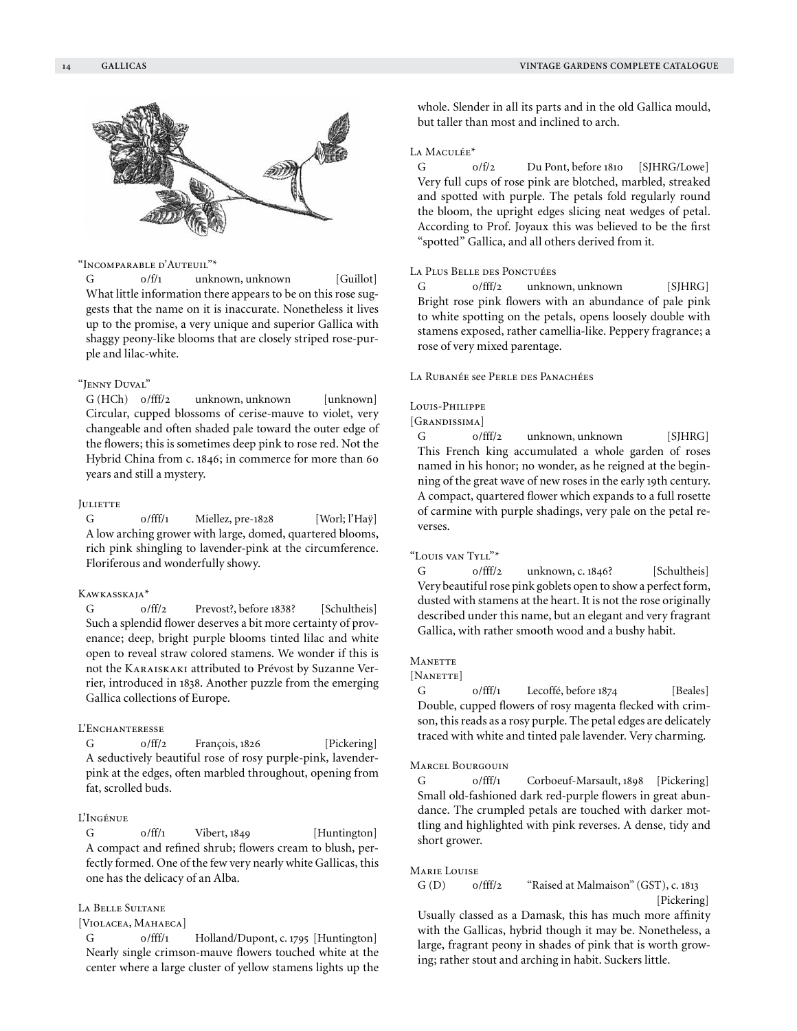### "Incomparable d'Auteuil"*

G o/f/1 unknown, unknown [Guillot]

What little information there appears to be on this rose suggests that the name on it is inaccurate. Nonetheless it lives up to the promise, a very unique and superior Gallica with shaggy peony-like blooms that are closely striped rose-purple and lilac-white.

### "Jenny Duval"

G (HCh) o/fff/2 unknown, unknown [unknown]

Circular, cupped blossoms of cerise-mauve to violet, very changeable and often shaded pale toward the outer edge of the flowers; this is sometimes deep pink to rose red. Not the Hybrid China from c. 1846; in commerce for more than 60 years and still a mystery.

### Juliette

G o/fff/1 Miellez, pre-1828 [Worl; l'Haÿ]

A low arching grower with large, domed, quartered blooms, rich pink shingling to lavender-pink at the circumference. Floriferous and wonderfully showy.

### Kawkasskaja*

G o/ff/2 Prevost?, before 1838? [Schultheis]

Such a splendid flower deserves a bit more certainty of provenance; deep, bright purple blooms tinted lilac and white open to reveal straw colored stamens. We wonder if this is not the Karaiskaki attributed to Prévost by Suzanne Verrier, introduced in 1838. Another puzzle from the emerging Gallica collections of Europe.

### L'Enchanteresse

G o/ff/2 François, 1826 [Pickering]

A seductively beautiful rose of rosy purple-pink, lavender-pink at the edges, often marbled throughout, opening from fat, scrolled buds.

### L'Ingénue

G o/ff/1 Vibert, 1849 [Huntington]

A compact and refined shrub; flowers cream to blush, perfectly formed. One of the few very nearly white Gallicas, this one has the delicacy of an Alba.

### La Belle Sultane

[Violacea, Mahaeca]

G o/fff/1 Holland/Dupont, c. 1795 [Huntington]

Nearly single crimson-mauve flowers touched white at the center where a large cluster of yellow stamens lights up the whole. Slender in all its parts and in the old Gallica mould, but taller than most and inclined to arch.

### La Maculée*

G o/f/2 Du Pont, before 1810 [SJHRG/Lowe]

Very full cups of rose pink are blotched, marbled, streaked and spotted with purple. The petals fold regularly round the bloom, the upright edges slicing neat wedges of petal. According to Prof. Joyaux this was believed to be the first "spotted" Gallica, and all others derived from it.

### La Plus Belle des Ponctuées

G o/fff/2 unknown, unknown [SJHRG]

Bright rose pink flowers with an abundance of pale pink to white spotting on the petals, opens loosely double with stamens exposed, rather camellia-like. Peppery fragrance; a rose of very mixed parentage.

La Rubanée see Perle des Panachées

### Louis-Philippe

[Grandissima]

G o/fff/2 unknown, unknown [SJHRG]

This French king accumulated a whole garden of roses named in his honor; no wonder, as he reigned at the beginning of the great wave of new roses in the early 19th century. A compact, quartered flower which expands to a full rosette of carmine with purple shadings, very pale on the petal reverses.

### "Louis van Tyll"*

G o/fff/2 unknown, c. 1846? [Schultheis]

Very beautiful rose pink goblets open to show a perfect form, dusted with stamens at the heart. It is not the rose originally described under this name, but an elegant and very fragrant Gallica, with rather smooth wood and a bushy habit.

### Manette

[Nanette]

G o/fff/1 Lecoffé, before 1874 [Beales]

Double, cupped flowers of rosy magenta flecked with crimson, this reads as a rosy purple. The petal edges are delicately traced with white and tinted pale lavender. Very charming.

### Marcel Bourgouin

G o/fff/1 Corboeuf-Marsault, 1898 [Pickering]

Small old-fashioned dark red-purple flowers in great abundance. The crumpled petals are touched with darker mottling and highlighted with pink reverses. A dense, tidy and short grower.

### Marie Louise

G (D) o/fff/2 "Raised at Malmaison" (GST), c. 1813 [Pickering]

Usually classed as a Damask, this has much more affinity with the Gallicas, hybrid though it may be. Nonetheless, a large, fragrant peony in shades of pink that is worth growing; rather stout and arching in habit. Suckers little.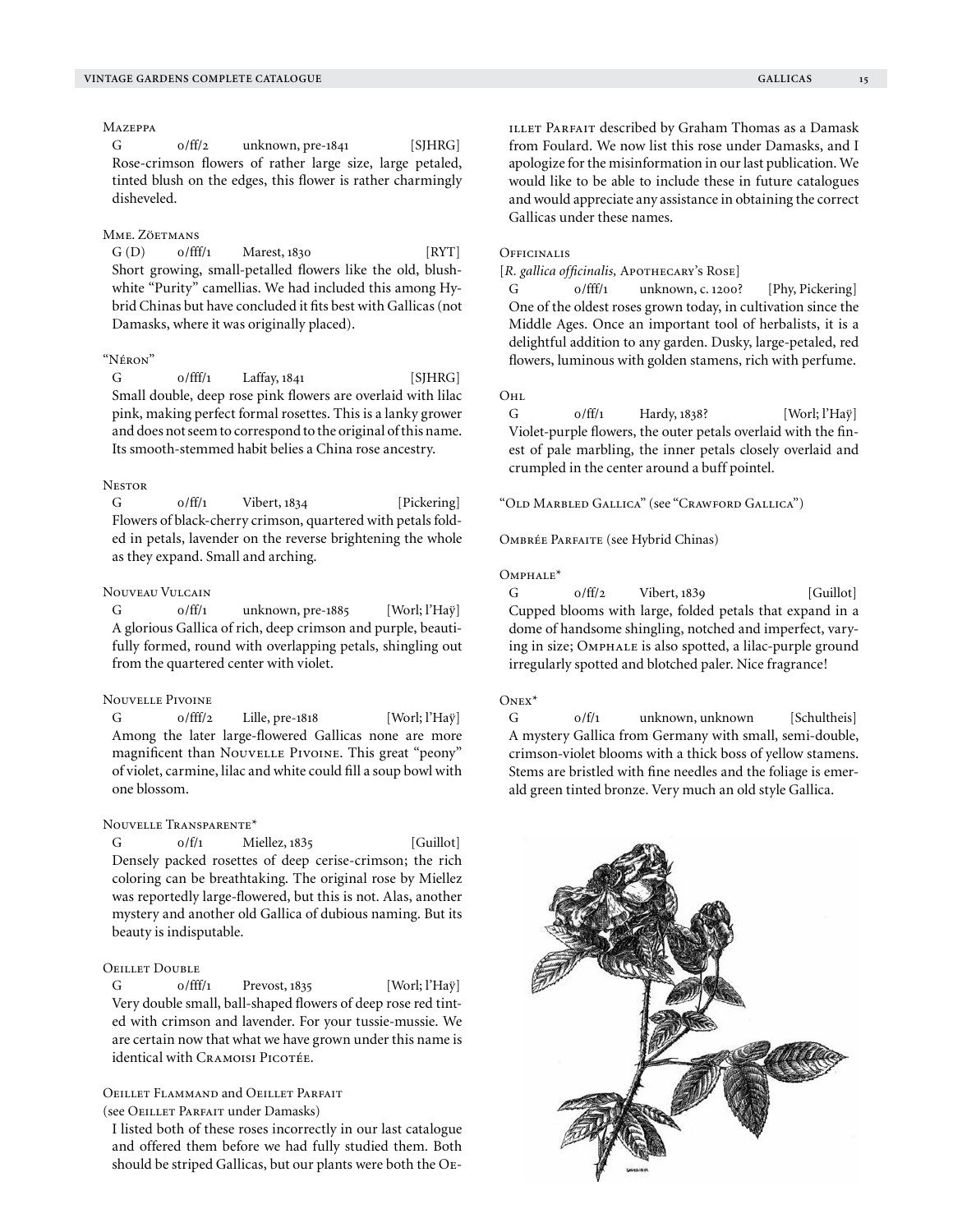### Mazeppa

G    o/ff/2    unknown, pre-1841    [SJHRG]

Rose-crimson flowers of rather large size, large petaled, tinted blush on the edges, this flower is rather charmingly disheveled.

### Mme. Zöetmans

G (D)    o/fff/1    Marest, 1830    [RYT]

Short growing, small-petalled flowers like the old, blush-white "Purity" camellias. We had included this among Hybrid Chinas but have concluded it fits best with Gallicas (not Damasks, where it was originally placed).

### "Néron"

G    o/fff/1    Laffay, 1841    [SJHRG]

Small double, deep rose pink flowers are overlaid with lilac pink, making perfect formal rosettes. This is a lanky grower and does not seem to correspond to the original of this name. Its smooth-stemmed habit belies a China rose ancestry.

### Nestor

G    o/ff/1    Vibert, 1834    [Pickering]

Flowers of black-cherry crimson, quartered with petals folded in petals, lavender on the reverse brightening the whole as they expand. Small and arching.

### Nouveau Vulcain

G    o/ff/1    unknown, pre-1885    [Worl; l'Haÿ]

A glorious Gallica of rich, deep crimson and purple, beautifully formed, round with overlapping petals, shingling out from the quartered center with violet.

### Nouvelle Pivoine

G    o/fff/2    Lille, pre-1818    [Worl; l'Haÿ]

Among the later large-flowered Gallicas none are more magnificent than Nouvelle Pivoine. This great "peony" of violet, carmine, lilac and white could fill a soup bowl with one blossom.

### Nouvelle Transparente*

G    o/f/1    Miellez, 1835    [Guillot]

Densely packed rosettes of deep cerise-crimson; the rich coloring can be breathtaking. The original rose by Miellez was reportedly large-flowered, but this is not. Alas, another mystery and another old Gallica of dubious naming. But its beauty is indisputable.

### Oeillet Double

G    o/fff/1    Prevost, 1835    [Worl; l'Haÿ]

Very double small, ball-shaped flowers of deep rose red tinted with crimson and lavender. For your tussie-mussie. We are certain now that what we have grown under this name is identical with Cramoisi Picotée.

### Oeillet Flammand and Oeillet Parfait

(see Oeillet Parfait under Damasks)

I listed both of these roses incorrectly in our last catalogue and offered them before we had fully studied them. Both should be striped Gallicas, but our plants were both the Oeillet Parfait described by Graham Thomas as a Damask from Foulard. We now list this rose under Damasks, and I apologize for the misinformation in our last publication. We would like to be able to include these in future catalogues and would appreciate any assistance in obtaining the correct Gallicas under these names.

### Officinalis

[*R. gallica officinalis,* Apothecary's Rose]

G    o/fff/1    unknown, c. 1200?    [Phy, Pickering]

One of the oldest roses grown today, in cultivation since the Middle Ages. Once an important tool of herbalists, it is a delightful addition to any garden. Dusky, large-petaled, red flowers, luminous with golden stamens, rich with perfume.

### Ohl

G    o/ff/1    Hardy, 1838?    [Worl; l'Haÿ]

Violet-purple flowers, the outer petals overlaid with the finest of pale marbling, the inner petals closely overlaid and crumpled in the center around a buff pointel.

"Old Marbled Gallica" (see "Crawford Gallica")

Ombrée Parfaite (see Hybrid Chinas)

### Omphale*

G    o/ff/2    Vibert, 1839    [Guillot]

Cupped blooms with large, folded petals that expand in a dome of handsome shingling, notched and imperfect, varying in size; Omphale is also spotted, a lilac-purple ground irregularly spotted and blotched paler. Nice fragrance!

### Onex*

G    o/f/1    unknown, unknown    [Schultheis]

A mystery Gallica from Germany with small, semi-double, crimson-violet blooms with a thick boss of yellow stamens. Stems are bristled with fine needles and the foliage is emerald green tinted bronze. Very much an old style Gallica.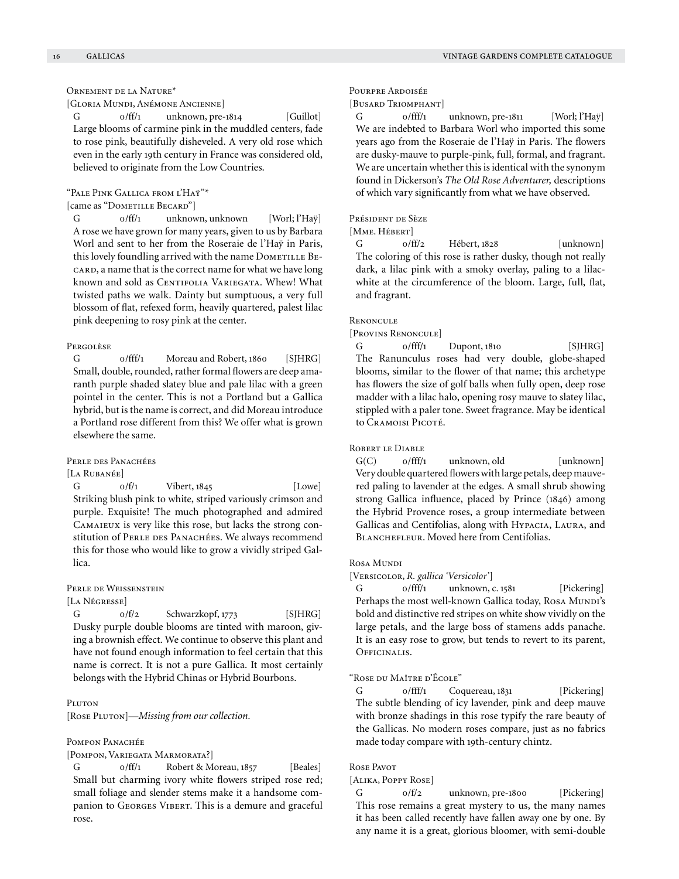Ornement de la Nature*

[Gloria Mundi, Anémone Ancienne]

G  0/ff/1  unknown, pre-1814  [Guillot]

Large blooms of carmine pink in the muddled centers, fade to rose pink, beautifully disheveled. A very old rose which even in the early 19th century in France was considered old, believed to originate from the Low Countries.

"Pale Pink Gallica from l'Haÿ"*

[came as "Dometille Becard"]

G  0/ff/1  unknown, unknown  [Worl; l'Haÿ]

A rose we have grown for many years, given to us by Barbara Worl and sent to her from the Roseraie de l'Haÿ in Paris, this lovely foundling arrived with the name Dometille Becard, a name that is the correct name for what we have long known and sold as Centifolia Variegata. Whew! What twisted paths we walk. Dainty but sumptuous, a very full blossom of flat, refexed form, heavily quartered, palest lilac pink deepening to rosy pink at the center.

Pergolèse

G  0/fff/1  Moreau and Robert, 1860  [SJHRG]

Small, double, rounded, rather formal flowers are deep amaranth purple shaded slatey blue and pale lilac with a green pointel in the center. This is not a Portland but a Gallica hybrid, but is the name is correct, and did Moreau introduce a Portland rose different from this? We offer what is grown elsewhere the same.

Perle des Panachées

[La Rubanée]

G  0/f/1  Vibert, 1845  [Lowe]

Striking blush pink to white, striped variously crimson and purple. Exquisite! The much photographed and admired Camaieux is very like this rose, but lacks the strong constitution of Perle des Panachées. We always recommend this for those who would like to grow a vividly striped Gallica.

Perle de Weissenstein

[La Négresse]

G  0/f/2  Schwarzkopf, 1773  [SJHRG]

Dusky purple double blooms are tinted with maroon, giving a brownish effect. We continue to observe this plant and have not found enough information to feel certain that this name is correct. It is not a pure Gallica. It most certainly belongs with the Hybrid Chinas or Hybrid Bourbons.

Pluton

[Rose Pluton]—*Missing from our collection.*

Pompon Panachée

[Pompon, Variegata Marmorata?]

G  0/ff/1  Robert & Moreau, 1857  [Beales]

Small but charming ivory white flowers striped rose red; small foliage and slender stems make it a handsome companion to Georges Vibert. This is a demure and graceful rose.

Pourpre Ardoisée

[Busard Triomphant]

G  0/fff/1  unknown, pre-1811  [Worl; l'Haÿ]

We are indebted to Barbara Worl who imported this some years ago from the Roseraie de l'Haÿ in Paris. The flowers are dusky-mauve to purple-pink, full, formal, and fragrant. We are uncertain whether this is identical with the synonym found in Dickerson's *The Old Rose Adventurer,* descriptions of which vary significantly from what we have observed.

Président de Sèze

[Mme. Hébert]

G  0/ff/2  Hébert, 1828  [unknown]

The coloring of this rose is rather dusky, though not really dark, a lilac pink with a smoky overlay, paling to a lilac-white at the circumference of the bloom. Large, full, flat, and fragrant.

Renoncule

[Provins Renoncule]

G  0/fff/1  Dupont, 1810  [SJHRG]

The Ranunculus roses had very double, globe-shaped blooms, similar to the flower of that name; this archetype has flowers the size of golf balls when fully open, deep rose madder with a lilac halo, opening rosy mauve to slatey lilac, stippled with a paler tone. Sweet fragrance. May be identical to Cramoisi Picoté.

Robert le Diable

G(C)  0/fff/1  unknown, old  [unknown]

Very double quartered flowers with large petals, deep mauve-red paling to lavender at the edges. A small shrub showing strong Gallica influence, placed by Prince (1846) among the Hybrid Provence roses, a group intermediate between Gallicas and Centifolias, along with Hypacia, Laura, and Blanchefleur. Moved here from Centifolias.

Rosa Mundi

[Versicolor, *R. gallica 'Versicolor'*]

G  0/fff/1  unknown, c. 1581  [Pickering]

Perhaps the most well-known Gallica today, Rosa Mundi's bold and distinctive red stripes on white show vividly on the large petals, and the large boss of stamens adds panache. It is an easy rose to grow, but tends to revert to its parent, Officinalis.

"Rose du Maître d'École"

G  0/fff/1  Coquereau, 1831  [Pickering]

The subtle blending of icy lavender, pink and deep mauve with bronze shadings in this rose typify the rare beauty of the Gallicas. No modern roses compare, just as no fabrics made today compare with 19th-century chintz.

Rose Pavot

[Alika, Poppy Rose]

G  0/f/2  unknown, pre-1800  [Pickering]

This rose remains a great mystery to us, the many names it has been called recently have fallen away one by one. By any name it is a great, glorious bloomer, with semi-double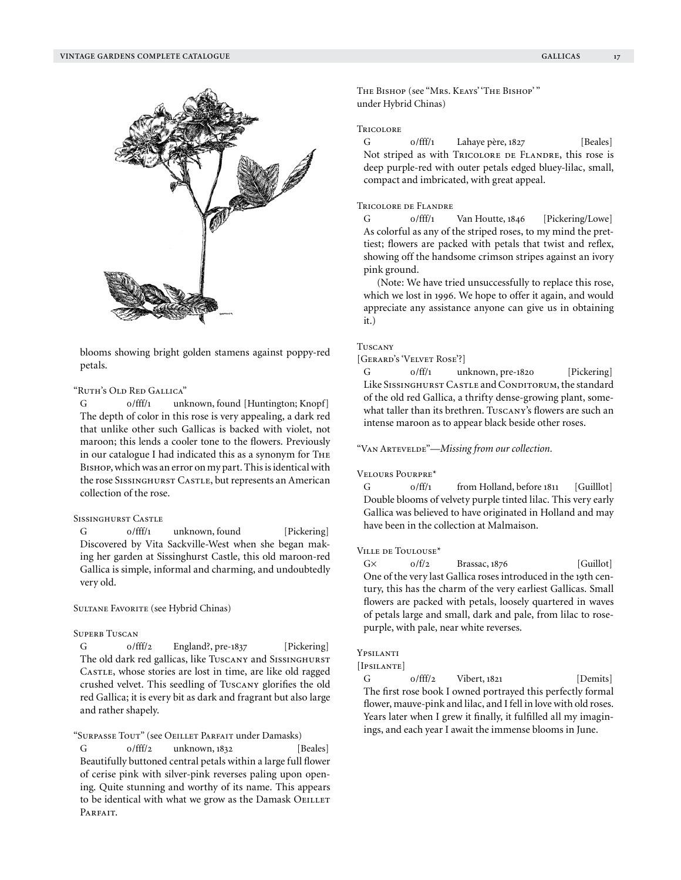blooms showing bright golden stamens against poppy-red petals.

"Ruth's Old Red Gallica"

G 0/fff/1 unknown, found [Huntington; Knopf]
The depth of color in this rose is very appealing, a dark red that unlike other such Gallicas is backed with violet, not maroon; this lends a cooler tone to the flowers. Previously in our catalogue I had indicated this as a synonym for The Bishop, which was an error on my part. This is identical with the rose Sissinghurst Castle, but represents an American collection of the rose.

Sissinghurst Castle

G 0/fff/1 unknown, found [Pickering]
Discovered by Vita Sackville-West when she began making her garden at Sissinghurst Castle, this old maroon-red Gallica is simple, informal and charming, and undoubtedly very old.

Sultane Favorite (see Hybrid Chinas)

Superb Tuscan

G 0/fff/2 England?, pre-1837 [Pickering]
The old dark red gallicas, like Tuscany and Sissinghurst Castle, whose stories are lost in time, are like old ragged crushed velvet. This seedling of Tuscany glorifies the old red Gallica; it is every bit as dark and fragrant but also large and rather shapely.

"Surpasse Tout" (see Oeillet Parfait under Damasks)

G 0/fff/2 unknown, 1832 [Beales]
Beautifully buttoned central petals within a large full flower of cerise pink with silver-pink reverses paling upon opening. Quite stunning and worthy of its name. This appears to be identical with what we grow as the Damask Oeillet Parfait.

The Bishop (see "Mrs. Keays' 'The Bishop'" under Hybrid Chinas)

Tricolore

G 0/fff/1 Lahaye père, 1827 [Beales]
Not striped as with Tricolore de Flandre, this rose is deep purple-red with outer petals edged bluey-lilac, small, compact and imbricated, with great appeal.

Tricolore de Flandre

G 0/fff/1 Van Houtte, 1846 [Pickering/Lowe]
As colorful as any of the striped roses, to my mind the prettiest; flowers are packed with petals that twist and reflex, showing off the handsome crimson stripes against an ivory pink ground.

(Note: We have tried unsuccessfully to replace this rose, which we lost in 1996. We hope to offer it again, and would appreciate any assistance anyone can give us in obtaining it.)

Tuscany
[Gerard's 'Velvet Rose'?]

G 0/ff/1 unknown, pre-1820 [Pickering]
Like Sissinghurst Castle and Conditorum, the standard of the old red Gallica, a thrifty dense-growing plant, somewhat taller than its brethren. Tuscany's flowers are such an intense maroon as to appear black beside other roses.

"Van Artevelde"—*Missing from our collection.*

Velours Pourpre*

G 0/ff/1 from Holland, before 1811 [Guilllot]
Double blooms of velvety purple tinted lilac. This very early Gallica was believed to have originated in Holland and may have been in the collection at Malmaison.

Ville de Toulouse*

G× 0/f/2 Brassac, 1876 [Guillot]
One of the very last Gallica roses introduced in the 19th century, this has the charm of the very earliest Gallicas. Small flowers are packed with petals, loosely quartered in waves of petals large and small, dark and pale, from lilac to rose-purple, with pale, near white reverses.

Ypsilanti
[Ipsilante]

G 0/fff/2 Vibert, 1821 [Demits]
The first rose book I owned portrayed this perfectly formal flower, mauve-pink and lilac, and I fell in love with old roses. Years later when I grew it finally, it fulfilled all my imaginings, and each year I await the immense blooms in June.